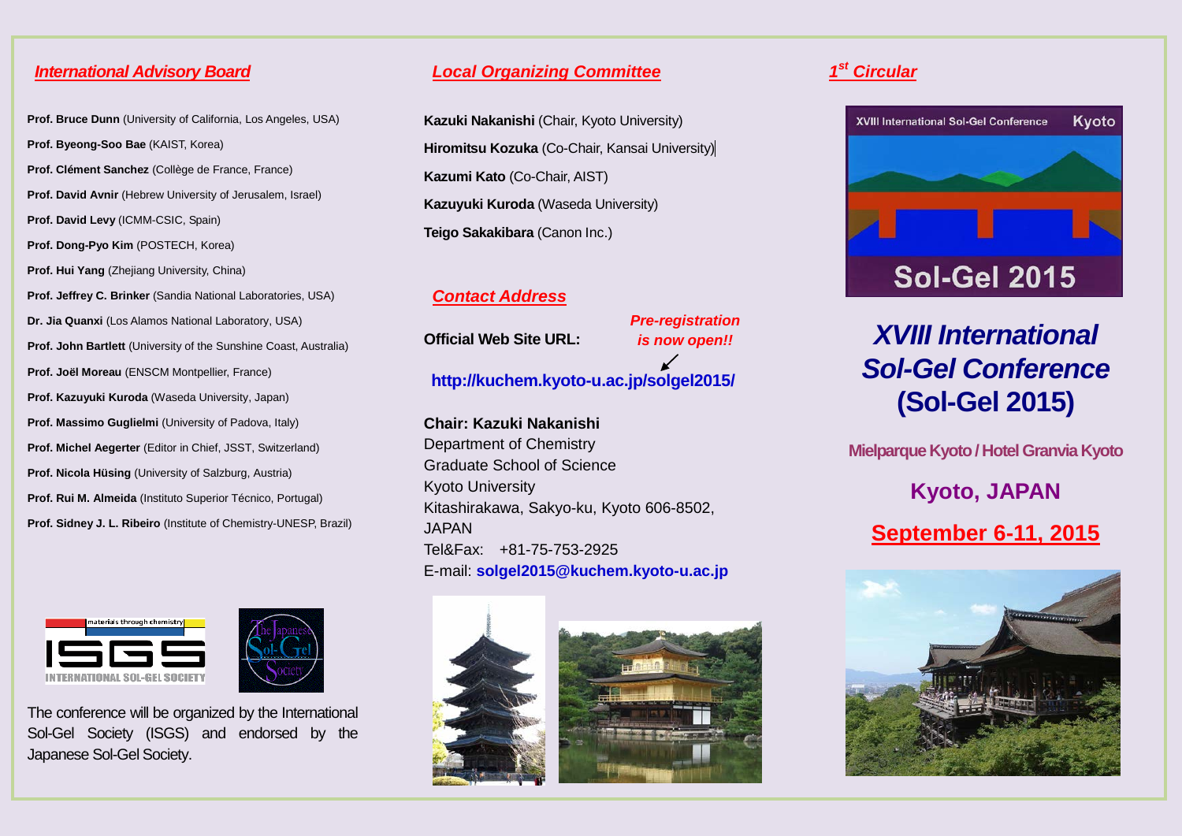## International Advisory Board

**Prof. Bruce Dunn** (University of California, Los Angeles, USA)

**Prof. Byeong-Soo Bae** (KAIST, Korea)

**Prof. Clément Sanchez** (Collège de France, France)

**Prof. David Avnir** (Hebrew University of Jerusalem, Israel)

**Prof. David Levy** (ICMM-CSIC, Spain)

**Prof. Dong-Pyo Kim** (POSTECH, Korea)

**Prof. Hui Yang** (Zhejiang University, China)

**Prof. Jeffrey C. Brinker** (Sandia National Laboratories, USA)

**Dr. Jia Quanxi** (Los Alamos National Laboratory, USA)

**Prof. John Bartlett** (University of the Sunshine Coast, Australia)

**Prof. Joël Moreau** (ENSCM Montpellier, France)

**Prof. Kazuyuki Kuroda** (Waseda University, Japan)

**Prof. Massimo Guglielmi** (University of Padova, Italy)

**Prof. Michel Aegerter** (Editor in Chief, JSST, Switzerland)

**Prof. Nicola Hüsing** (University of Salzburg, Austria)

**Prof. Rui M. Almeida** (Instituto Superior Técnico, Portugal)

**Prof. Sidney J. L. Ribeiro** (Institute of Chemistry-UNESP, Brazil)

The conference will be organized by the International Sol-Gel Society (ISGS) and endorsed by the Japanese Sol-Gel Society.

## Local Organizing Committee

**Kazuki Nakanishi** (Chair, Kyoto University)

**Hiromitsu Kozuka** (Co-Chair, Kansai University)

**Kazumi Kato** (Co-Chair, AIST)

**Kazuyuki Kuroda** (Waseda University)

**Teigo Sakakibara** (Canon Inc.)

## Contact Address

**Official Web Site URL:** ***Pre-registration is now open!!***

**http://kuchem.kyoto-u.ac.jp/solgel2015/**

**Chair: Kazuki Nakanishi**
Department of Chemistry
Graduate School of Science
Kyoto University
Kitashirakawa, Sakyo-ku, Kyoto 606-8502, JAPAN
Tel&Fax: +81-75-753-2925
E-mail: **solgel2015@kuchem.kyoto-u.ac.jp**

## 1st Circular

# *XVIII International Sol-Gel Conference* (Sol-Gel 2015)

**Mielparque Kyoto / Hotel Granvia Kyoto**

**Kyoto, JAPAN**

**September 6-11, 2015**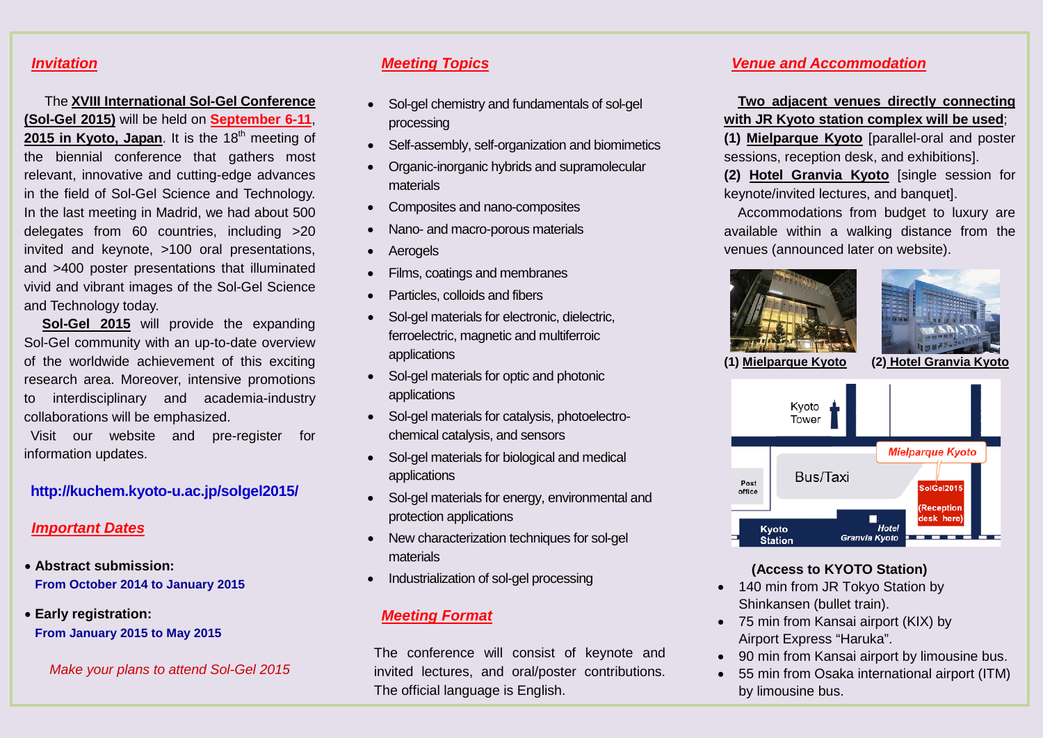## *Invitation*

The **XVIII International Sol-Gel Conference (Sol-Gel 2015)** will be held on **September 6-11, 2015 in Kyoto, Japan**. It is the 18th meeting of the biennial conference that gathers most relevant, innovative and cutting-edge advances in the field of Sol-Gel Science and Technology. In the last meeting in Madrid, we had about 500 delegates from 60 countries, including >20 invited and keynote, >100 oral presentations, and >400 poster presentations that illuminated vivid and vibrant images of the Sol-Gel Science and Technology today.

**Sol-Gel 2015** will provide the expanding Sol-Gel community with an up-to-date overview of the worldwide achievement of this exciting research area. Moreover, intensive promotions to interdisciplinary and academia-industry collaborations will be emphasized.

Visit our website and pre-register for information updates.

**http://kuchem.kyoto-u.ac.jp/solgel2015/**

## *Important Dates*

- **Abstract submission:**
  **From October 2014 to January 2015**
- **Early registration:**
  **From January 2015 to May 2015**

*Make your plans to attend Sol-Gel 2015*

## *Meeting Topics*

- Sol-gel chemistry and fundamentals of sol-gel processing
- Self-assembly, self-organization and biomimetics
- Organic-inorganic hybrids and supramolecular materials
- Composites and nano-composites
- Nano- and macro-porous materials
- Aerogels
- Films, coatings and membranes
- Particles, colloids and fibers
- Sol-gel materials for electronic, dielectric, ferroelectric, magnetic and multiferroic applications
- Sol-gel materials for optic and photonic applications
- Sol-gel materials for catalysis, photoelectro-chemical catalysis, and sensors
- Sol-gel materials for biological and medical applications
- Sol-gel materials for energy, environmental and protection applications
- New characterization techniques for sol-gel materials
- Industrialization of sol-gel processing

## *Meeting Format*

The conference will consist of keynote and invited lectures, and oral/poster contributions. The official language is English.

## *Venue and Accommodation*

**Two adjacent venues directly connecting with JR Kyoto station complex will be used**;
**(1) Mielparque Kyoto** [parallel-oral and poster sessions, reception desk, and exhibitions].
**(2) Hotel Granvia Kyoto** [single session for keynote/invited lectures, and banquet].

Accommodations from budget to luxury are available within a walking distance from the venues (announced later on website).

**(1) Mielparque Kyoto** **(2) Hotel Granvia Kyoto**

Kyoto Tower
Mielparque Kyoto
Bus/Taxi
Post office
SolGel2015 (Reception desk here)
Kyoto Station
Hotel Granvia Kyoto

**(Access to KYOTO Station)**

- 140 min from JR Tokyo Station by Shinkansen (bullet train).
- 75 min from Kansai airport (KIX) by Airport Express "Haruka".
- 90 min from Kansai airport by limousine bus.
- 55 min from Osaka international airport (ITM) by limousine bus.